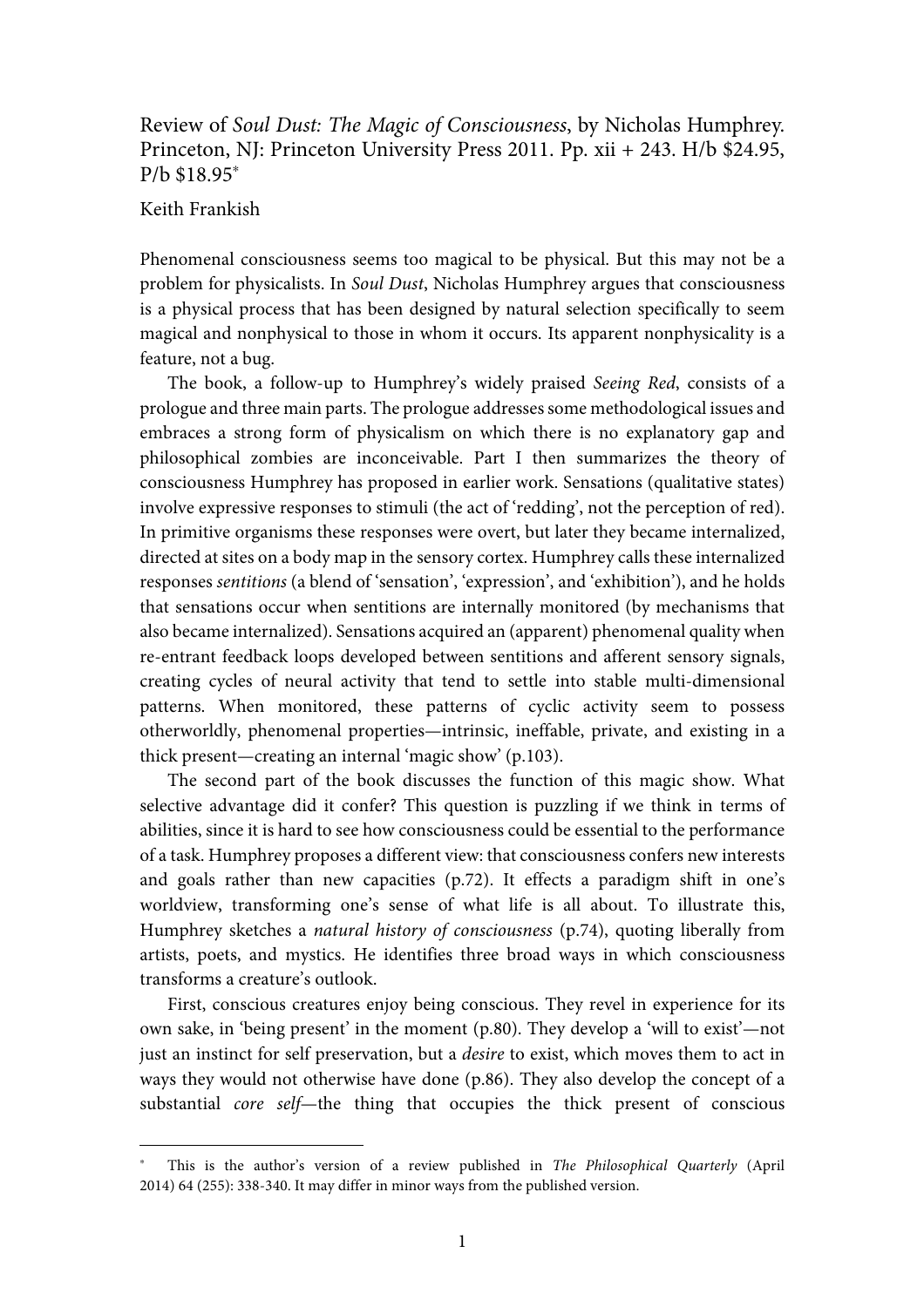Review of *Soul Dust: The Magic of Consciousness*, by Nicholas Humphrey. Princeton, NJ: Princeton University Press 2011. Pp. xii + 243. H/b $24.95, P/b $18.95*

Keith Frankish

Phenomenal consciousness seems too magical to be physical. But this may not be a problem for physicalists. In *Soul Dust*, Nicholas Humphrey argues that consciousness is a physical process that has been designed by natural selection specifically to seem magical and nonphysical to those in whom it occurs. Its apparent nonphysicality is a feature, not a bug.

The book, a follow-up to Humphrey's widely praised *Seeing Red*, consists of a prologue and three main parts. The prologue addresses some methodological issues and embraces a strong form of physicalism on which there is no explanatory gap and philosophical zombies are inconceivable. Part I then summarizes the theory of consciousness Humphrey has proposed in earlier work. Sensations (qualitative states) involve expressive responses to stimuli (the act of 'redding', not the perception of red). In primitive organisms these responses were overt, but later they became internalized, directed at sites on a body map in the sensory cortex. Humphrey calls these internalized responses *sentitions* (a blend of 'sensation', 'expression', and 'exhibition'), and he holds that sensations occur when sentitions are internally monitored (by mechanisms that also became internalized). Sensations acquired an (apparent) phenomenal quality when re-entrant feedback loops developed between sentitions and afferent sensory signals, creating cycles of neural activity that tend to settle into stable multi-dimensional patterns. When monitored, these patterns of cyclic activity seem to possess otherworldly, phenomenal properties—intrinsic, ineffable, private, and existing in a thick present—creating an internal 'magic show' (p.103).

The second part of the book discusses the function of this magic show. What selective advantage did it confer? This question is puzzling if we think in terms of abilities, since it is hard to see how consciousness could be essential to the performance of a task. Humphrey proposes a different view: that consciousness confers new interests and goals rather than new capacities (p.72). It effects a paradigm shift in one's worldview, transforming one's sense of what life is all about. To illustrate this, Humphrey sketches a *natural history of consciousness* (p.74), quoting liberally from artists, poets, and mystics. He identifies three broad ways in which consciousness transforms a creature's outlook.

First, conscious creatures enjoy being conscious. They revel in experience for its own sake, in 'being present' in the moment (p.80). They develop a 'will to exist'—not just an instinct for self preservation, but a *desire* to exist, which moves them to act in ways they would not otherwise have done (p.86). They also develop the concept of a substantial *core self*—the thing that occupies the thick present of conscious

---

* This is the author's version of a review published in *The Philosophical Quarterly* (April 2014) 64 (255): 338-340. It may differ in minor ways from the published version.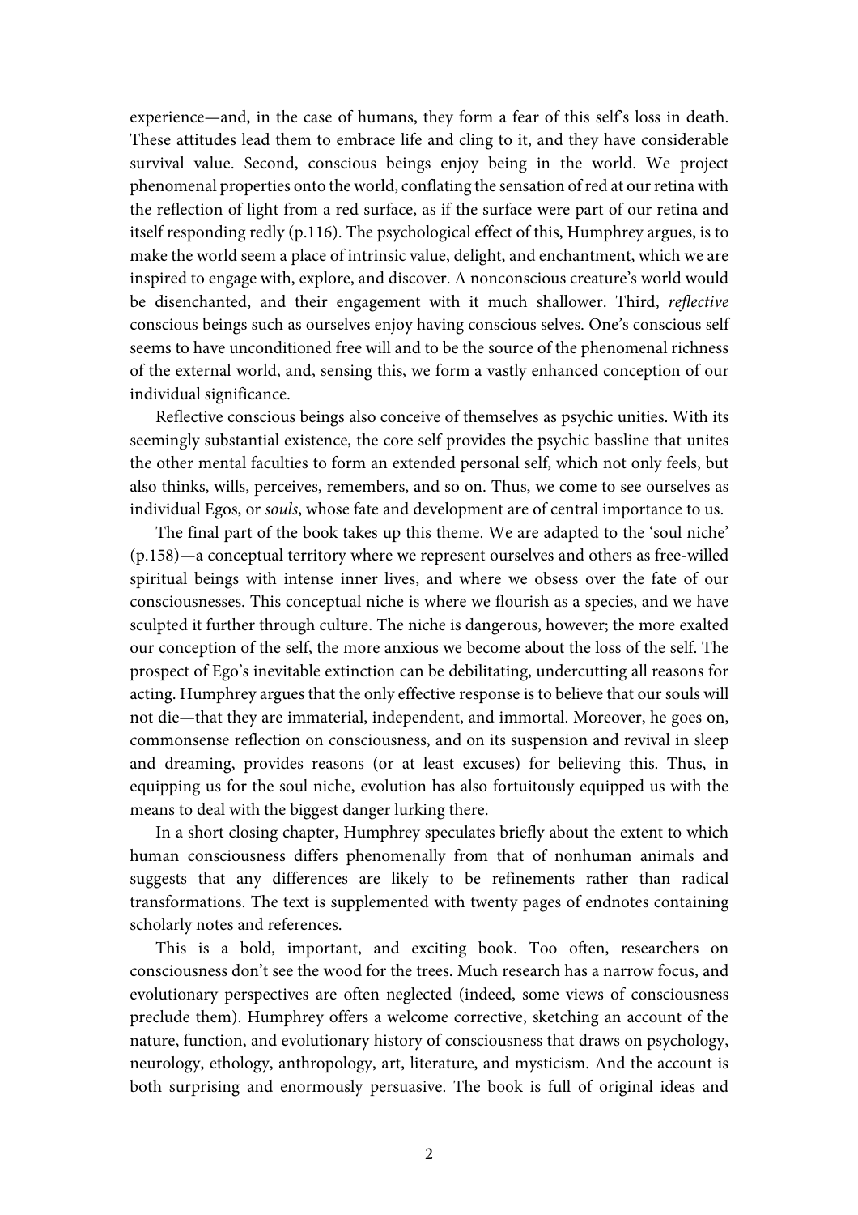experience—and, in the case of humans, they form a fear of this self's loss in death. These attitudes lead them to embrace life and cling to it, and they have considerable survival value. Second, conscious beings enjoy being in the world. We project phenomenal properties onto the world, conflating the sensation of red at our retina with the reflection of light from a red surface, as if the surface were part of our retina and itself responding redly (p.116). The psychological effect of this, Humphrey argues, is to make the world seem a place of intrinsic value, delight, and enchantment, which we are inspired to engage with, explore, and discover. A nonconscious creature's world would be disenchanted, and their engagement with it much shallower. Third, *reflective* conscious beings such as ourselves enjoy having conscious selves. One's conscious self seems to have unconditioned free will and to be the source of the phenomenal richness of the external world, and, sensing this, we form a vastly enhanced conception of our individual significance.

Reflective conscious beings also conceive of themselves as psychic unities. With its seemingly substantial existence, the core self provides the psychic bassline that unites the other mental faculties to form an extended personal self, which not only feels, but also thinks, wills, perceives, remembers, and so on. Thus, we come to see ourselves as individual Egos, or *souls*, whose fate and development are of central importance to us.

The final part of the book takes up this theme. We are adapted to the 'soul niche' (p.158)—a conceptual territory where we represent ourselves and others as free-willed spiritual beings with intense inner lives, and where we obsess over the fate of our consciousnesses. This conceptual niche is where we flourish as a species, and we have sculpted it further through culture. The niche is dangerous, however; the more exalted our conception of the self, the more anxious we become about the loss of the self. The prospect of Ego's inevitable extinction can be debilitating, undercutting all reasons for acting. Humphrey argues that the only effective response is to believe that our souls will not die—that they are immaterial, independent, and immortal. Moreover, he goes on, commonsense reflection on consciousness, and on its suspension and revival in sleep and dreaming, provides reasons (or at least excuses) for believing this. Thus, in equipping us for the soul niche, evolution has also fortuitously equipped us with the means to deal with the biggest danger lurking there.

In a short closing chapter, Humphrey speculates briefly about the extent to which human consciousness differs phenomenally from that of nonhuman animals and suggests that any differences are likely to be refinements rather than radical transformations. The text is supplemented with twenty pages of endnotes containing scholarly notes and references.

This is a bold, important, and exciting book. Too often, researchers on consciousness don't see the wood for the trees. Much research has a narrow focus, and evolutionary perspectives are often neglected (indeed, some views of consciousness preclude them). Humphrey offers a welcome corrective, sketching an account of the nature, function, and evolutionary history of consciousness that draws on psychology, neurology, ethology, anthropology, art, literature, and mysticism. And the account is both surprising and enormously persuasive. The book is full of original ideas and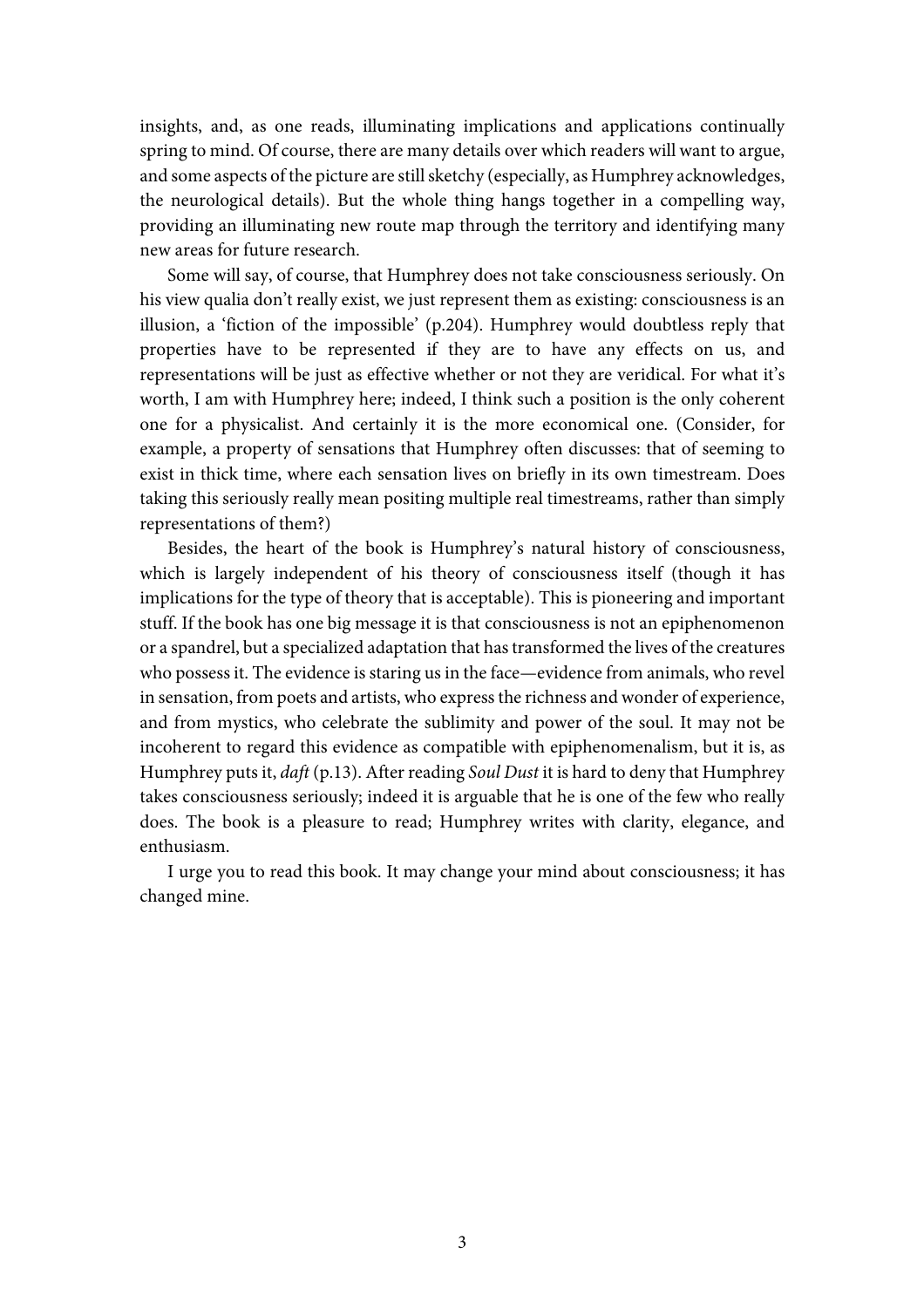insights, and, as one reads, illuminating implications and applications continually spring to mind. Of course, there are many details over which readers will want to argue, and some aspects of the picture are still sketchy (especially, as Humphrey acknowledges, the neurological details). But the whole thing hangs together in a compelling way, providing an illuminating new route map through the territory and identifying many new areas for future research.

Some will say, of course, that Humphrey does not take consciousness seriously. On his view qualia don't really exist, we just represent them as existing: consciousness is an illusion, a 'fiction of the impossible' (p.204). Humphrey would doubtless reply that properties have to be represented if they are to have any effects on us, and representations will be just as effective whether or not they are veridical. For what it's worth, I am with Humphrey here; indeed, I think such a position is the only coherent one for a physicalist. And certainly it is the more economical one. (Consider, for example, a property of sensations that Humphrey often discusses: that of seeming to exist in thick time, where each sensation lives on briefly in its own timestream. Does taking this seriously really mean positing multiple real timestreams, rather than simply representations of them?)

Besides, the heart of the book is Humphrey's natural history of consciousness, which is largely independent of his theory of consciousness itself (though it has implications for the type of theory that is acceptable). This is pioneering and important stuff. If the book has one big message it is that consciousness is not an epiphenomenon or a spandrel, but a specialized adaptation that has transformed the lives of the creatures who possess it. The evidence is staring us in the face—evidence from animals, who revel in sensation, from poets and artists, who express the richness and wonder of experience, and from mystics, who celebrate the sublimity and power of the soul. It may not be incoherent to regard this evidence as compatible with epiphenomenalism, but it is, as Humphrey puts it, *daft* (p.13). After reading *Soul Dust* it is hard to deny that Humphrey takes consciousness seriously; indeed it is arguable that he is one of the few who really does. The book is a pleasure to read; Humphrey writes with clarity, elegance, and enthusiasm.

I urge you to read this book. It may change your mind about consciousness; it has changed mine.